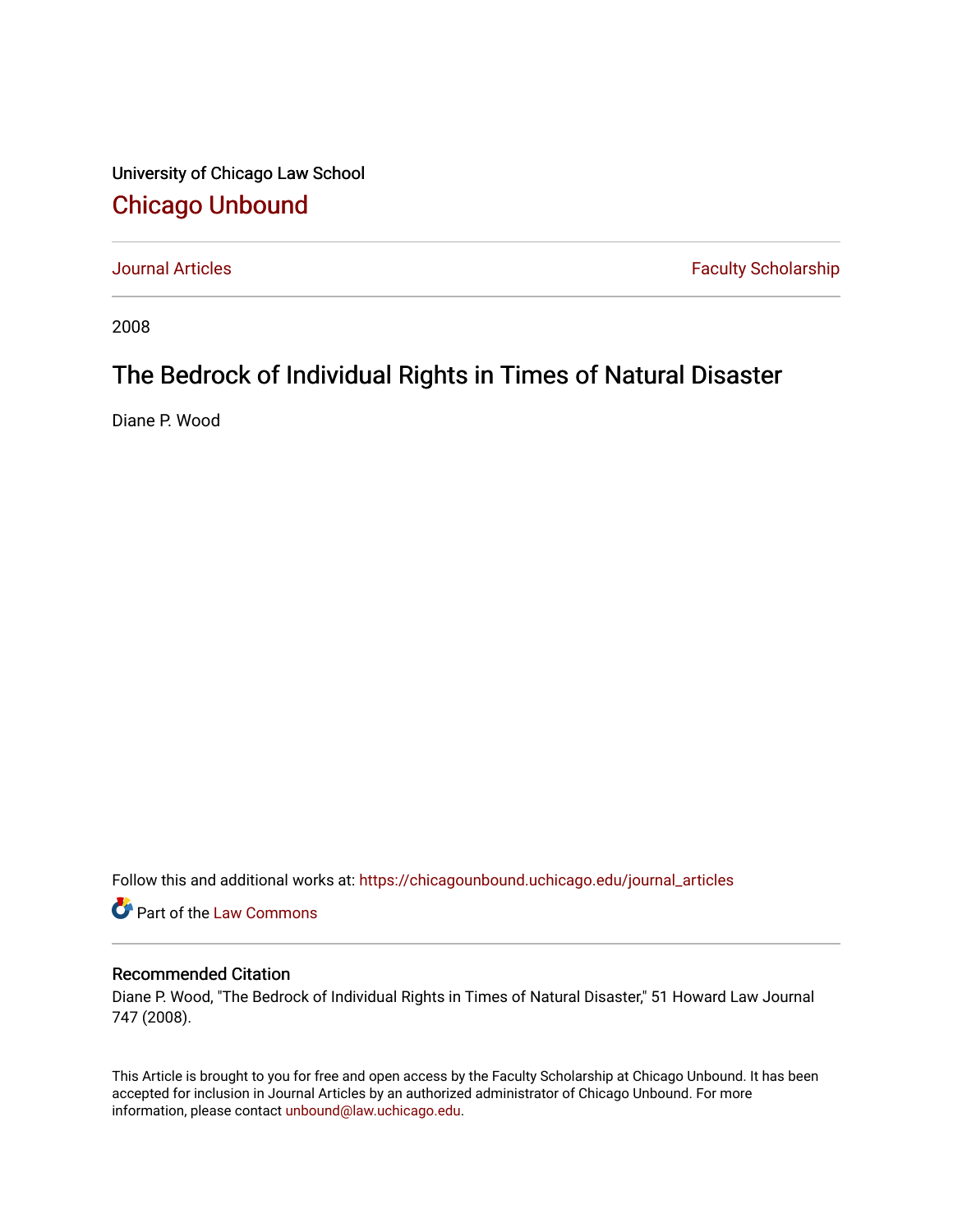University of Chicago Law School

# Chicago Unbound

Journal Articles | Faculty Scholarship

2008

## The Bedrock of Individual Rights in Times of Natural Disaster

Diane P. Wood

Follow this and additional works at: https://chicagounbound.uchicago.edu/journal_articles

Part of the Law Commons

### Recommended Citation

Diane P. Wood, "The Bedrock of Individual Rights in Times of Natural Disaster," 51 Howard Law Journal 747 (2008).

This Article is brought to you for free and open access by the Faculty Scholarship at Chicago Unbound. It has been accepted for inclusion in Journal Articles by an authorized administrator of Chicago Unbound. For more information, please contact unbound@law.uchicago.edu.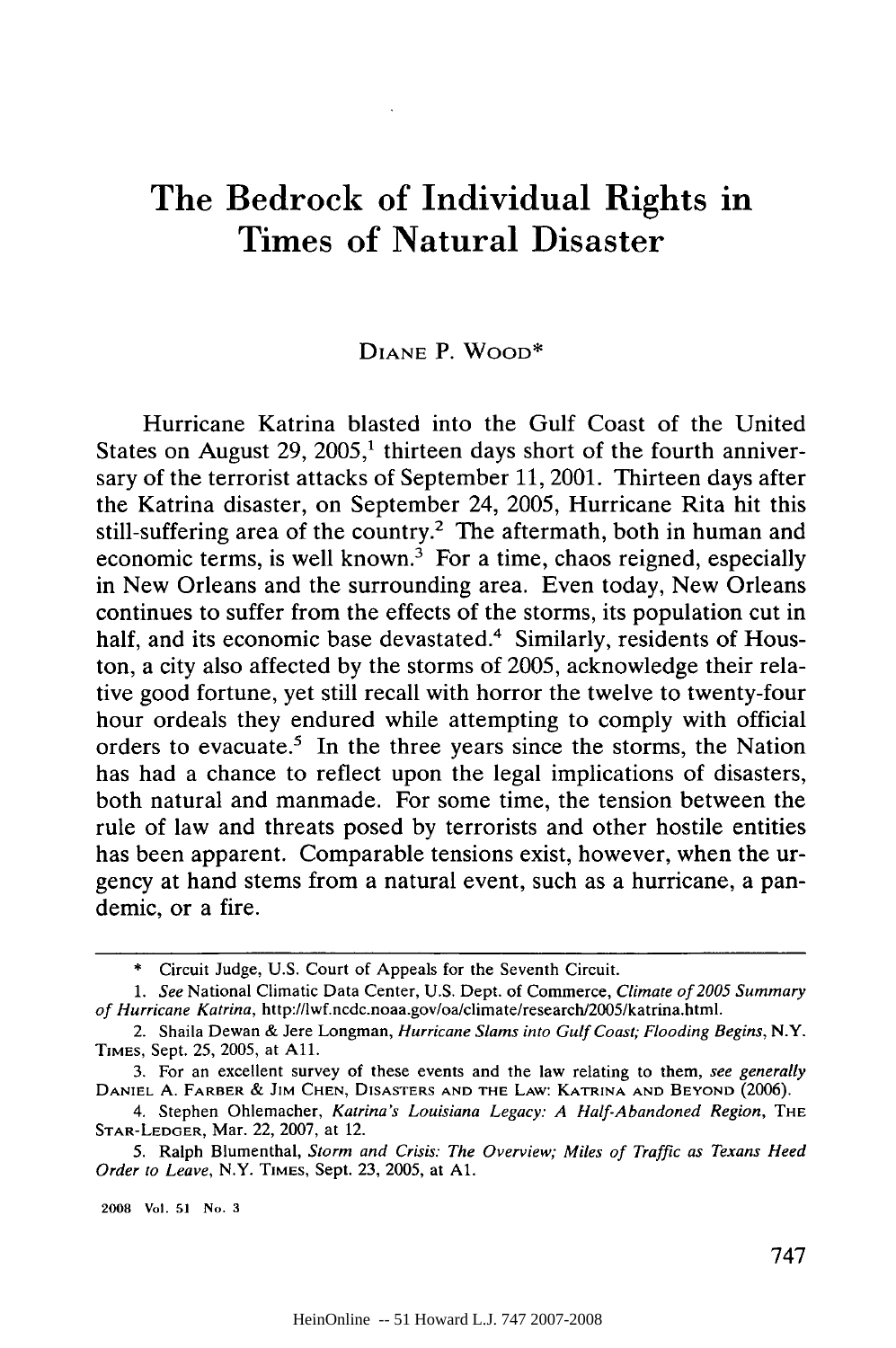# The Bedrock of Individual Rights in Times of Natural Disaster

DIANE P. WOOD*

Hurricane Katrina blasted into the Gulf Coast of the United States on August 29, 2005,[1] thirteen days short of the fourth anniversary of the terrorist attacks of September 11, 2001. Thirteen days after the Katrina disaster, on September 24, 2005, Hurricane Rita hit this still-suffering area of the country.[2] The aftermath, both in human and economic terms, is well known.[3] For a time, chaos reigned, especially in New Orleans and the surrounding area. Even today, New Orleans continues to suffer from the effects of the storms, its population cut in half, and its economic base devastated.[4] Similarly, residents of Houston, a city also affected by the storms of 2005, acknowledge their relative good fortune, yet still recall with horror the twelve to twenty-four hour ordeals they endured while attempting to comply with official orders to evacuate.[5] In the three years since the storms, the Nation has had a chance to reflect upon the legal implications of disasters, both natural and manmade. For some time, the tension between the rule of law and threats posed by terrorists and other hostile entities has been apparent. Comparable tensions exist, however, when the urgency at hand stems from a natural event, such as a hurricane, a pandemic, or a fire.

---

\* Circuit Judge, U.S. Court of Appeals for the Seventh Circuit.

1. *See* National Climatic Data Center, U.S. Dept. of Commerce, *Climate of 2005 Summary of Hurricane Katrina*, http://lwf.ncdc.noaa.gov/oa/climate/research/2005/katrina.html.

2. Shaila Dewan & Jere Longman, *Hurricane Slams into Gulf Coast; Flooding Begins*, N.Y. TIMES, Sept. 25, 2005, at A11.

3. For an excellent survey of these events and the law relating to them, *see generally* DANIEL A. FARBER & JIM CHEN, DISASTERS AND THE LAW: KATRINA AND BEYOND (2006).

4. Stephen Ohlemacher, *Katrina's Louisiana Legacy: A Half-Abandoned Region*, THE STAR-LEDGER, Mar. 22, 2007, at 12.

5. Ralph Blumenthal, *Storm and Crisis: The Overview; Miles of Traffic as Texans Heed Order to Leave*, N.Y. TIMES, Sept. 23, 2005, at A1.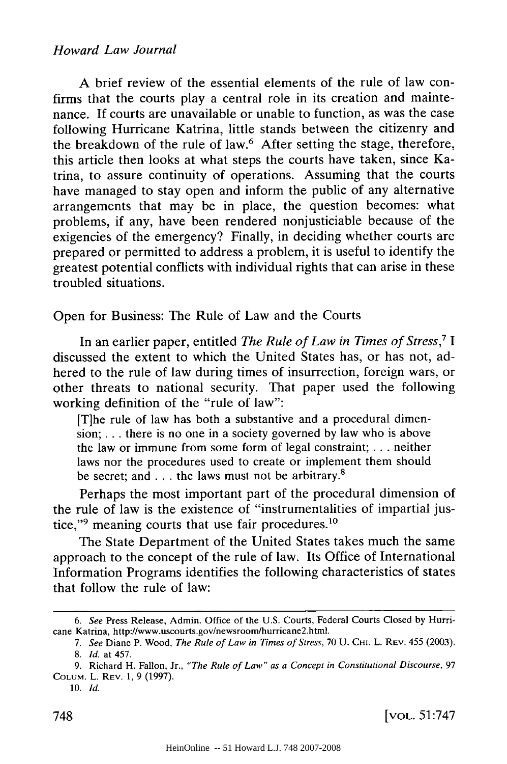A brief review of the essential elements of the rule of law confirms that the courts play a central role in its creation and maintenance. If courts are unavailable or unable to function, as was the case following Hurricane Katrina, little stands between the citizenry and the breakdown of the rule of law.[6] After setting the stage, therefore, this article then looks at what steps the courts have taken, since Katrina, to assure continuity of operations. Assuming that the courts have managed to stay open and inform the public of any alternative arrangements that may be in place, the question becomes: what problems, if any, have been rendered nonjusticiable because of the exigencies of the emergency? Finally, in deciding whether courts are prepared or permitted to address a problem, it is useful to identify the greatest potential conflicts with individual rights that can arise in these troubled situations.

## Open for Business: The Rule of Law and the Courts

In an earlier paper, entitled *The Rule of Law in Times of Stress*,[7] I discussed the extent to which the United States has, or has not, adhered to the rule of law during times of insurrection, foreign wars, or other threats to national security. That paper used the following working definition of the "rule of law":

> [T]he rule of law has both a substantive and a procedural dimension; . . . there is no one in a society governed by law who is above the law or immune from some form of legal constraint; . . . neither laws nor the procedures used to create or implement them should be secret; and . . . the laws must not be arbitrary.[8]

Perhaps the most important part of the procedural dimension of the rule of law is the existence of "instrumentalities of impartial justice,"[9] meaning courts that use fair procedures.[10]

The State Department of the United States takes much the same approach to the concept of the rule of law. Its Office of International Information Programs identifies the following characteristics of states that follow the rule of law:

---

6. *See* Press Release, Admin. Office of the U.S. Courts, Federal Courts Closed by Hurricane Katrina, http://www.uscourts.gov/newsroom/hurricane2.html.

7. *See* Diane P. Wood, *The Rule of Law in Times of Stress*, 70 U. CHI. L. REV. 455 (2003).

8. *Id.* at 457.

9. Richard H. Fallon, Jr., *"The Rule of Law" as a Concept in Constitutional Discourse*, 97 COLUM. L. REV. 1, 9 (1997).

10. *Id.*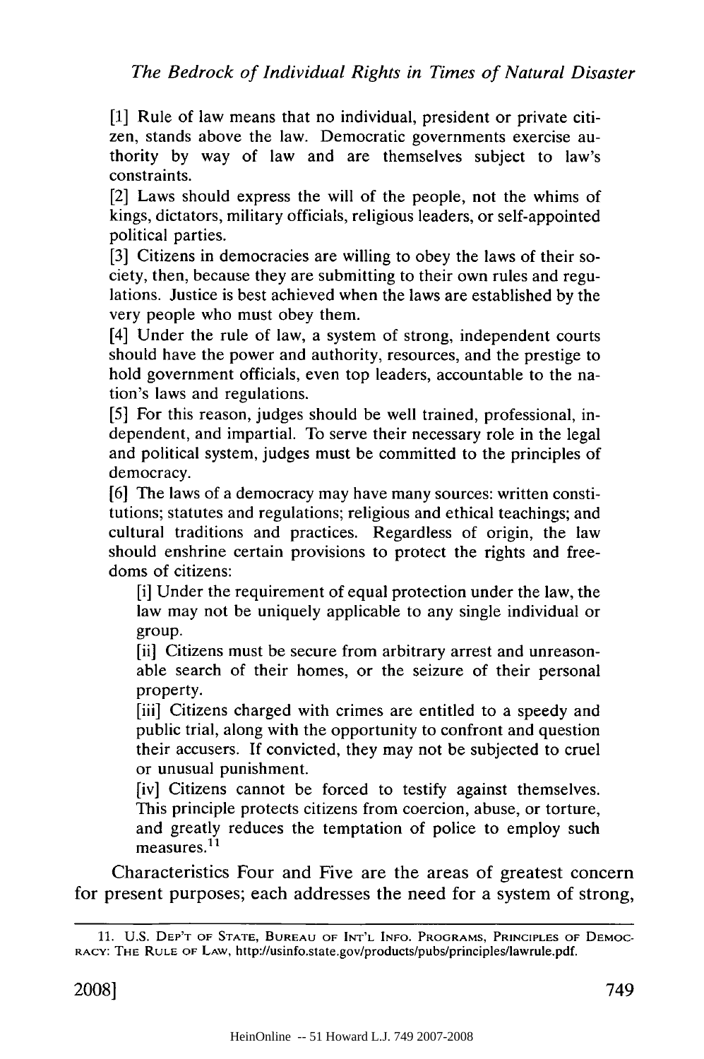[1] Rule of law means that no individual, president or private citizen, stands above the law. Democratic governments exercise authority by way of law and are themselves subject to law's constraints.

[2] Laws should express the will of the people, not the whims of kings, dictators, military officials, religious leaders, or self-appointed political parties.

[3] Citizens in democracies are willing to obey the laws of their society, then, because they are submitting to their own rules and regulations. Justice is best achieved when the laws are established by the very people who must obey them.

[4] Under the rule of law, a system of strong, independent courts should have the power and authority, resources, and the prestige to hold government officials, even top leaders, accountable to the nation's laws and regulations.

[5] For this reason, judges should be well trained, professional, independent, and impartial. To serve their necessary role in the legal and political system, judges must be committed to the principles of democracy.

[6] The laws of a democracy may have many sources: written constitutions; statutes and regulations; religious and ethical teachings; and cultural traditions and practices. Regardless of origin, the law should enshrine certain provisions to protect the rights and freedoms of citizens:

> [i] Under the requirement of equal protection under the law, the law may not be uniquely applicable to any single individual or group.
>
> [ii] Citizens must be secure from arbitrary arrest and unreasonable search of their homes, or the seizure of their personal property.
>
> [iii] Citizens charged with crimes are entitled to a speedy and public trial, along with the opportunity to confront and question their accusers. If convicted, they may not be subjected to cruel or unusual punishment.
>
> [iv] Citizens cannot be forced to testify against themselves. This principle protects citizens from coercion, abuse, or torture, and greatly reduces the temptation of police to employ such measures.[11]

Characteristics Four and Five are the areas of greatest concern for present purposes; each addresses the need for a system of strong,

---

11. U.S. Dep't of State, Bureau of Int'l Info. Programs, Principles of Democracy: The Rule of Law, http://usinfo.state.gov/products/pubs/principles/lawrule.pdf.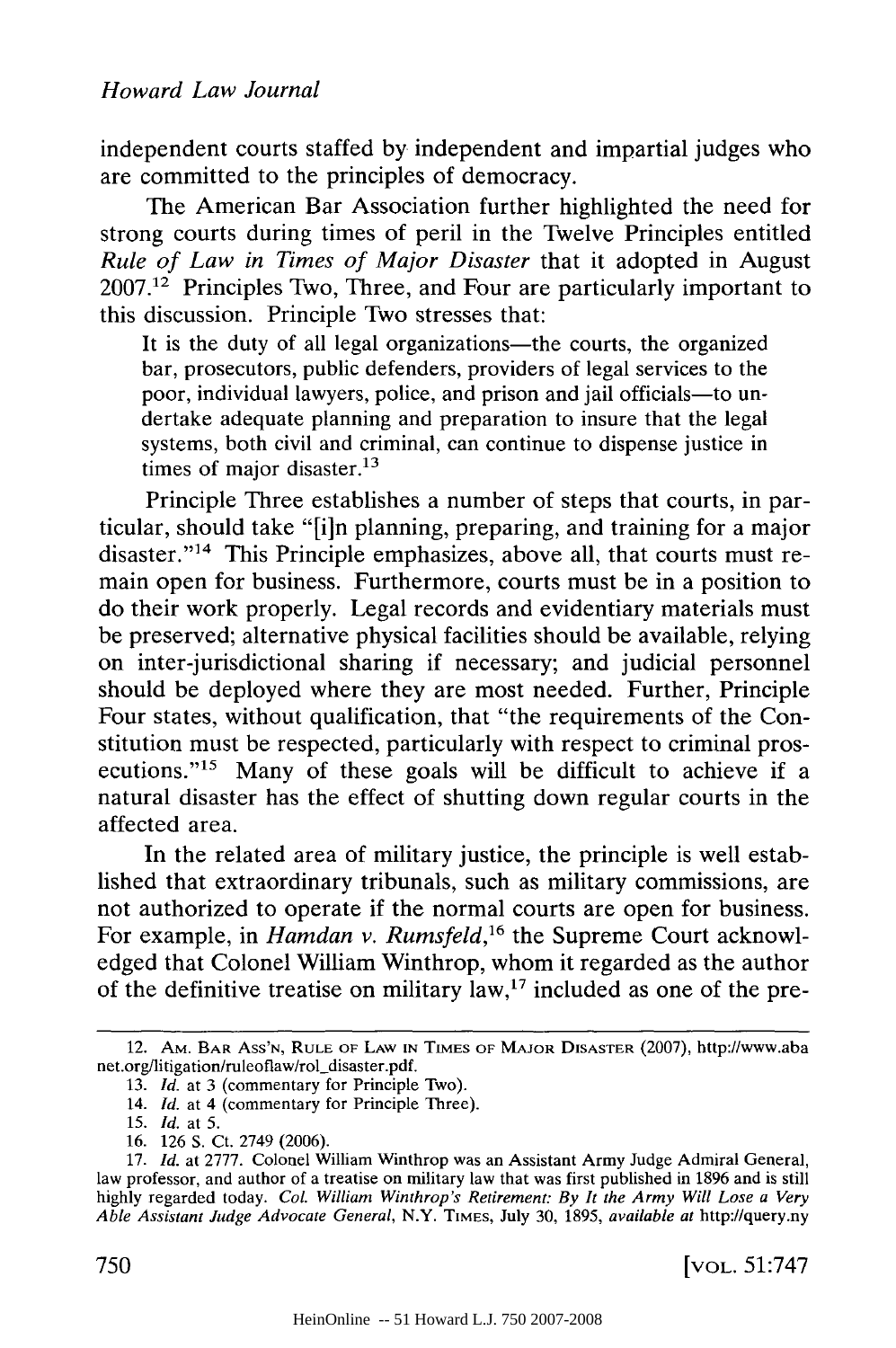independent courts staffed by independent and impartial judges who are committed to the principles of democracy.

The American Bar Association further highlighted the need for strong courts during times of peril in the Twelve Principles entitled *Rule of Law in Times of Major Disaster* that it adopted in August 2007.[12] Principles Two, Three, and Four are particularly important to this discussion. Principle Two stresses that:

> It is the duty of all legal organizations—the courts, the organized bar, prosecutors, public defenders, providers of legal services to the poor, individual lawyers, police, and prison and jail officials—to undertake adequate planning and preparation to insure that the legal systems, both civil and criminal, can continue to dispense justice in times of major disaster.[13]

Principle Three establishes a number of steps that courts, in particular, should take "[i]n planning, preparing, and training for a major disaster."[14] This Principle emphasizes, above all, that courts must remain open for business. Furthermore, courts must be in a position to do their work properly. Legal records and evidentiary materials must be preserved; alternative physical facilities should be available, relying on inter-jurisdictional sharing if necessary; and judicial personnel should be deployed where they are most needed. Further, Principle Four states, without qualification, that "the requirements of the Constitution must be respected, particularly with respect to criminal prosecutions."[15] Many of these goals will be difficult to achieve if a natural disaster has the effect of shutting down regular courts in the affected area.

In the related area of military justice, the principle is well established that extraordinary tribunals, such as military commissions, are not authorized to operate if the normal courts are open for business. For example, in *Hamdan v. Rumsfeld*,[16] the Supreme Court acknowledged that Colonel William Winthrop, whom it regarded as the author of the definitive treatise on military law,[17] included as one of the pre-

---

12. Am. Bar Ass'n, Rule of Law in Times of Major Disaster (2007), http://www.abanet.org/litigation/ruleoflaw/rol_disaster.pdf.

13. *Id.* at 3 (commentary for Principle Two).

14. *Id.* at 4 (commentary for Principle Three).

15. *Id.* at 5.

16. 126 S. Ct. 2749 (2006).

17. *Id.* at 2777. Colonel William Winthrop was an Assistant Army Judge Admiral General, law professor, and author of a treatise on military law that was first published in 1896 and is still highly regarded today. *Col. William Winthrop's Retirement: By It the Army Will Lose a Very Able Assistant Judge Advocate General*, N.Y. Times, July 30, 1895, *available at* http://query.ny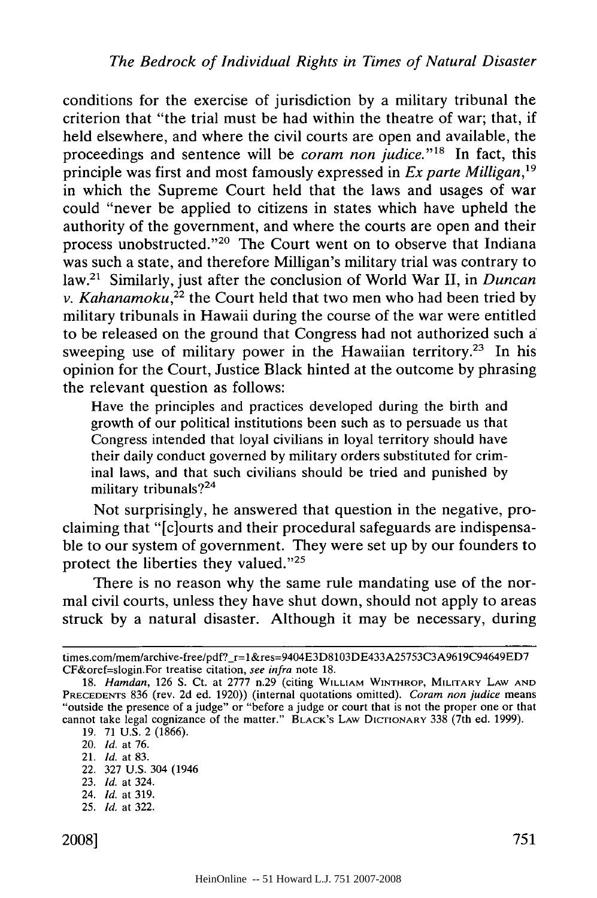conditions for the exercise of jurisdiction by a military tribunal the criterion that "the trial must be had within the theatre of war; that, if held elsewhere, and where the civil courts are open and available, the proceedings and sentence will be *coram non judice*."[18] In fact, this principle was first and most famously expressed in *Ex parte Milligan*,[19] in which the Supreme Court held that the laws and usages of war could "never be applied to citizens in states which have upheld the authority of the government, and where the courts are open and their process unobstructed."[20] The Court went on to observe that Indiana was such a state, and therefore Milligan's military trial was contrary to law.[21] Similarly, just after the conclusion of World War II, in *Duncan v. Kahanamoku*,[22] the Court held that two men who had been tried by military tribunals in Hawaii during the course of the war were entitled to be released on the ground that Congress had not authorized such a sweeping use of military power in the Hawaiian territory.[23] In his opinion for the Court, Justice Black hinted at the outcome by phrasing the relevant question as follows:

> Have the principles and practices developed during the birth and growth of our political institutions been such as to persuade us that Congress intended that loyal civilians in loyal territory should have their daily conduct governed by military orders substituted for criminal laws, and that such civilians should be tried and punished by military tribunals?[24]

Not surprisingly, he answered that question in the negative, proclaiming that "[c]ourts and their procedural safeguards are indispensable to our system of government. They were set up by our founders to protect the liberties they valued."[25]

There is no reason why the same rule mandating use of the normal civil courts, unless they have shut down, should not apply to areas struck by a natural disaster. Although it may be necessary, during

---

times.com/mem/archive-free/pdf?_r=1&res=9404E3D8103DE433A25753C3A9619C94649ED7CF&oref=slogin.For treatise citation, *see infra* note 18.

18. *Hamdan*, 126 S. Ct. at 2777 n.29 (citing WILLIAM WINTHROP, MILITARY LAW AND PRECEDENTS 836 (rev. 2d ed. 1920)) (internal quotations omitted). *Coram non judice* means "outside the presence of a judge" or "before a judge or court that is not the proper one or that cannot take legal cognizance of the matter." BLACK'S LAW DICTIONARY 338 (7th ed. 1999).

19. 71 U.S. 2 (1866).

20. *Id.* at 76.

21. *Id.* at 83.

22. 327 U.S. 304 (1946

23. *Id.* at 324.

24. *Id.* at 319.

25. *Id.* at 322.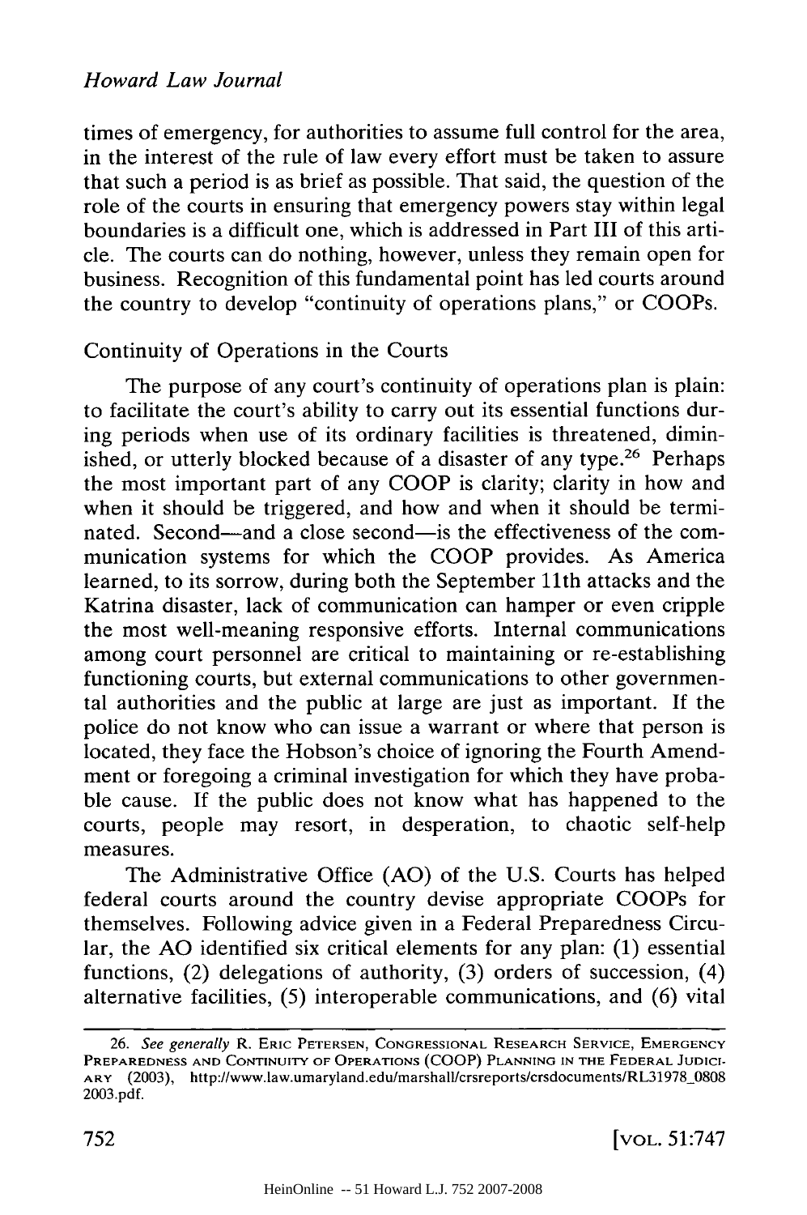times of emergency, for authorities to assume full control for the area, in the interest of the rule of law every effort must be taken to assure that such a period is as brief as possible. That said, the question of the role of the courts in ensuring that emergency powers stay within legal boundaries is a difficult one, which is addressed in Part III of this article. The courts can do nothing, however, unless they remain open for business. Recognition of this fundamental point has led courts around the country to develop "continuity of operations plans," or COOPs.

## Continuity of Operations in the Courts

The purpose of any court's continuity of operations plan is plain: to facilitate the court's ability to carry out its essential functions during periods when use of its ordinary facilities is threatened, diminished, or utterly blocked because of a disaster of any type.[26] Perhaps the most important part of any COOP is clarity; clarity in how and when it should be triggered, and how and when it should be terminated. Second—and a close second—is the effectiveness of the communication systems for which the COOP provides. As America learned, to its sorrow, during both the September 11th attacks and the Katrina disaster, lack of communication can hamper or even cripple the most well-meaning responsive efforts. Internal communications among court personnel are critical to maintaining or re-establishing functioning courts, but external communications to other governmental authorities and the public at large are just as important. If the police do not know who can issue a warrant or where that person is located, they face the Hobson's choice of ignoring the Fourth Amendment or foregoing a criminal investigation for which they have probable cause. If the public does not know what has happened to the courts, people may resort, in desperation, to chaotic self-help measures.

The Administrative Office (AO) of the U.S. Courts has helped federal courts around the country devise appropriate COOPs for themselves. Following advice given in a Federal Preparedness Circular, the AO identified six critical elements for any plan: (1) essential functions, (2) delegations of authority, (3) orders of succession, (4) alternative facilities, (5) interoperable communications, and (6) vital

---

26. *See generally* R. Eric Petersen, Congressional Research Service, Emergency Preparedness and Continuity of Operations (COOP) Planning in the Federal Judiciary (2003), http://www.law.umaryland.edu/marshall/crsreports/crsdocuments/RL31978_0808 2003.pdf.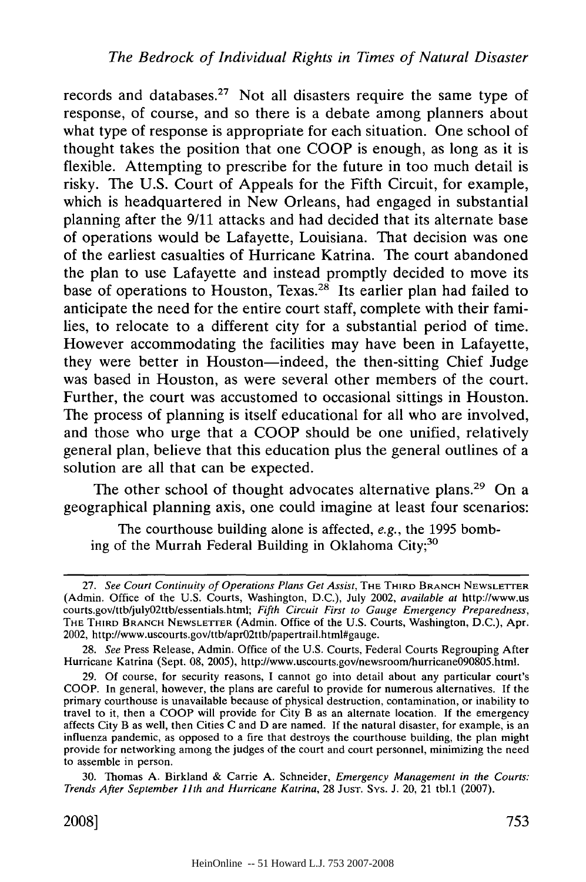records and databases.[27] Not all disasters require the same type of response, of course, and so there is a debate among planners about what type of response is appropriate for each situation. One school of thought takes the position that one COOP is enough, as long as it is flexible. Attempting to prescribe for the future in too much detail is risky. The U.S. Court of Appeals for the Fifth Circuit, for example, which is headquartered in New Orleans, had engaged in substantial planning after the 9/11 attacks and had decided that its alternate base of operations would be Lafayette, Louisiana. That decision was one of the earliest casualties of Hurricane Katrina. The court abandoned the plan to use Lafayette and instead promptly decided to move its base of operations to Houston, Texas.[28] Its earlier plan had failed to anticipate the need for the entire court staff, complete with their families, to relocate to a different city for a substantial period of time. However accommodating the facilities may have been in Lafayette, they were better in Houston—indeed, the then-sitting Chief Judge was based in Houston, as were several other members of the court. Further, the court was accustomed to occasional sittings in Houston. The process of planning is itself educational for all who are involved, and those who urge that a COOP should be one unified, relatively general plan, believe that this education plus the general outlines of a solution are all that can be expected.

The other school of thought advocates alternative plans.[29] On a geographical planning axis, one could imagine at least four scenarios:

The courthouse building alone is affected, *e.g.*, the 1995 bombing of the Murrah Federal Building in Oklahoma City;[30]

---

27. *See Court Continuity of Operations Plans Get Assist*, THE THIRD BRANCH NEWSLETTER (Admin. Office of the U.S. Courts, Washington, D.C.), July 2002, *available at* http://www.uscourts.gov/ttb/july02ttb/essentials.html; *Fifth Circuit First to Gauge Emergency Preparedness*, THE THIRD BRANCH NEWSLETTER (Admin. Office of the U.S. Courts, Washington, D.C.), Apr. 2002, http://www.uscourts.gov/ttb/apr02ttb/papertrail.html#gauge.

28. *See* Press Release, Admin. Office of the U.S. Courts, Federal Courts Regrouping After Hurricane Katrina (Sept. 08, 2005), http://www.uscourts.gov/newsroom/hurricane090805.html.

29. Of course, for security reasons, I cannot go into detail about any particular court's COOP. In general, however, the plans are careful to provide for numerous alternatives. If the primary courthouse is unavailable because of physical destruction, contamination, or inability to travel to it, then a COOP will provide for City B as an alternate location. If the emergency affects City B as well, then Cities C and D are named. If the natural disaster, for example, is an influenza pandemic, as opposed to a fire that destroys the courthouse building, the plan might provide for networking among the judges of the court and court personnel, minimizing the need to assemble in person.

30. Thomas A. Birkland & Carrie A. Schneider, *Emergency Management in the Courts: Trends After September 11th and Hurricane Katrina*, 28 JUST. SYS. J. 20, 21 tbl.1 (2007).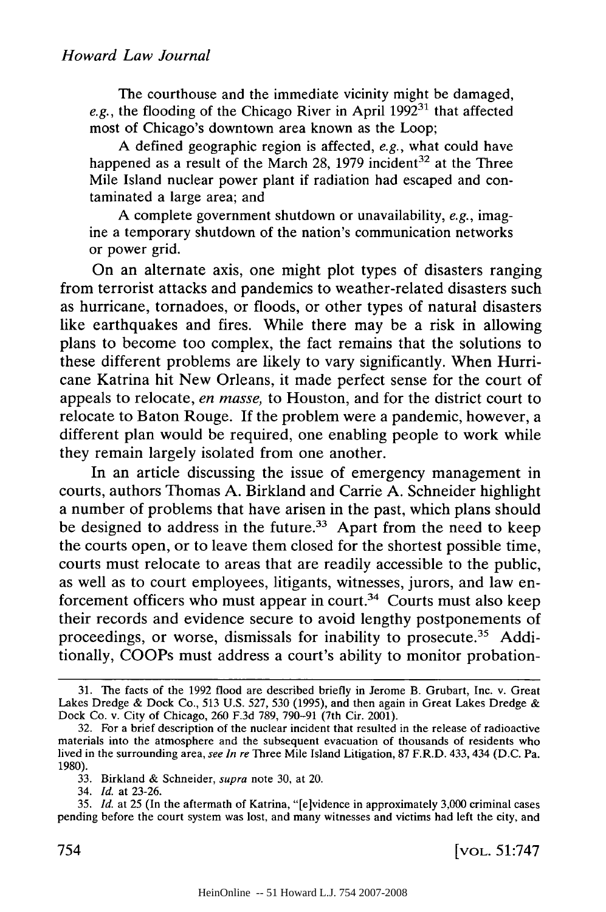The courthouse and the immediate vicinity might be damaged, *e.g.*, the flooding of the Chicago River in April 1992[31] that affected most of Chicago's downtown area known as the Loop;

A defined geographic region is affected, *e.g.*, what could have happened as a result of the March 28, 1979 incident[32] at the Three Mile Island nuclear power plant if radiation had escaped and contaminated a large area; and

A complete government shutdown or unavailability, *e.g.*, imagine a temporary shutdown of the nation's communication networks or power grid.

On an alternate axis, one might plot types of disasters ranging from terrorist attacks and pandemics to weather-related disasters such as hurricane, tornadoes, or floods, or other types of natural disasters like earthquakes and fires. While there may be a risk in allowing plans to become too complex, the fact remains that the solutions to these different problems are likely to vary significantly. When Hurricane Katrina hit New Orleans, it made perfect sense for the court of appeals to relocate, *en masse,* to Houston, and for the district court to relocate to Baton Rouge. If the problem were a pandemic, however, a different plan would be required, one enabling people to work while they remain largely isolated from one another.

In an article discussing the issue of emergency management in courts, authors Thomas A. Birkland and Carrie A. Schneider highlight a number of problems that have arisen in the past, which plans should be designed to address in the future.[33] Apart from the need to keep the courts open, or to leave them closed for the shortest possible time, courts must relocate to areas that are readily accessible to the public, as well as to court employees, litigants, witnesses, jurors, and law enforcement officers who must appear in court.[34] Courts must also keep their records and evidence secure to avoid lengthy postponements of proceedings, or worse, dismissals for inability to prosecute.[35] Additionally, COOPs must address a court's ability to monitor probation-

---

31. The facts of the 1992 flood are described briefly in Jerome B. Grubart, Inc. v. Great Lakes Dredge & Dock Co., 513 U.S. 527, 530 (1995), and then again in Great Lakes Dredge & Dock Co. v. City of Chicago, 260 F.3d 789, 790–91 (7th Cir. 2001).

32. For a brief description of the nuclear incident that resulted in the release of radioactive materials into the atmosphere and the subsequent evacuation of thousands of residents who lived in the surrounding area, *see In re* Three Mile Island Litigation, 87 F.R.D. 433, 434 (D.C. Pa. 1980).

33. Birkland & Schneider, *supra* note 30, at 20.

34. *Id.* at 23-26.

35. *Id.* at 25 (In the aftermath of Katrina, "[e]vidence in approximately 3,000 criminal cases pending before the court system was lost, and many witnesses and victims had left the city, and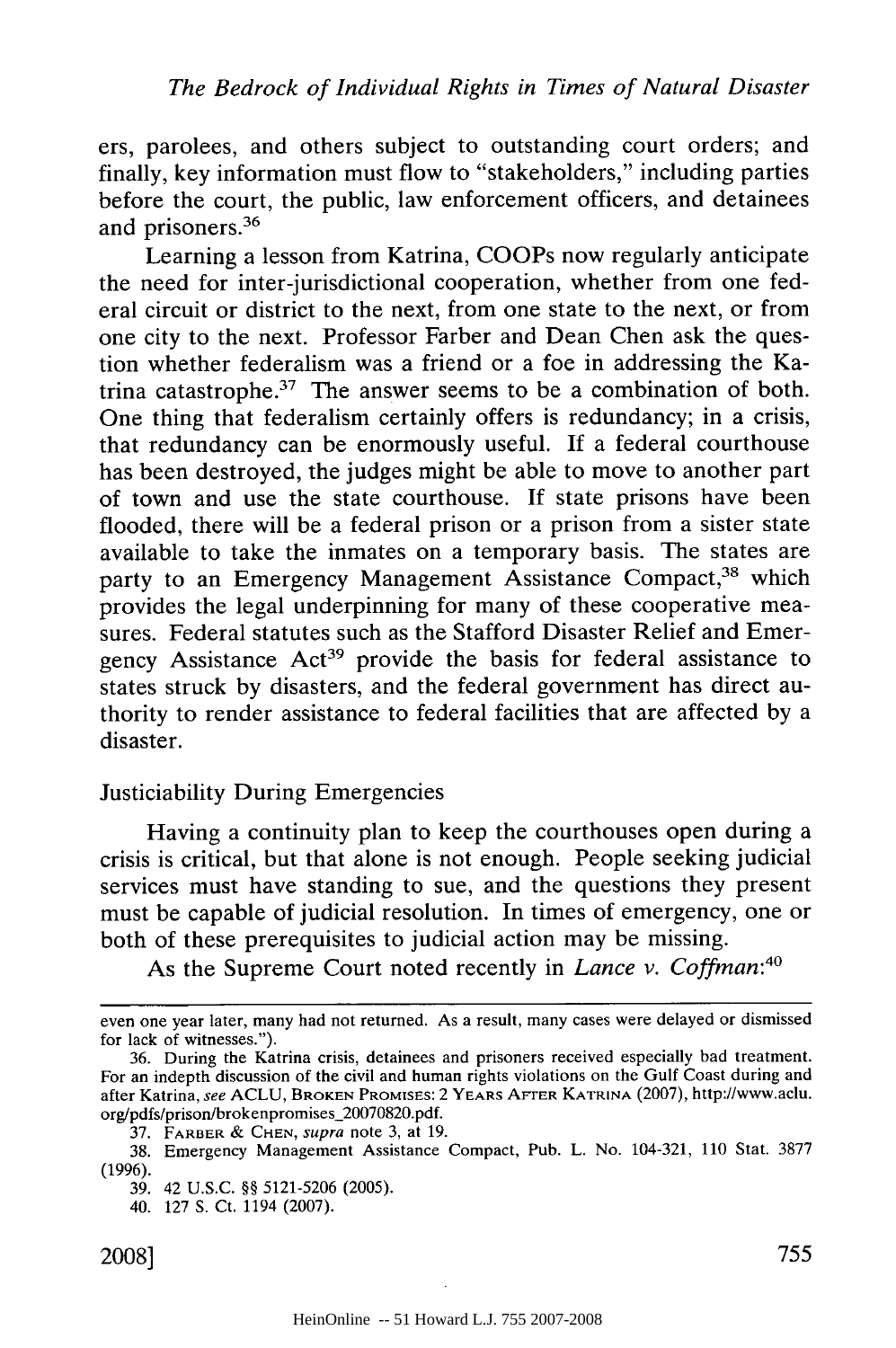ers, parolees, and others subject to outstanding court orders; and finally, key information must flow to "stakeholders," including parties before the court, the public, law enforcement officers, and detainees and prisoners.[36]

Learning a lesson from Katrina, COOPs now regularly anticipate the need for inter-jurisdictional cooperation, whether from one federal circuit or district to the next, from one state to the next, or from one city to the next. Professor Farber and Dean Chen ask the question whether federalism was a friend or a foe in addressing the Katrina catastrophe.[37] The answer seems to be a combination of both. One thing that federalism certainly offers is redundancy; in a crisis, that redundancy can be enormously useful. If a federal courthouse has been destroyed, the judges might be able to move to another part of town and use the state courthouse. If state prisons have been flooded, there will be a federal prison or a prison from a sister state available to take the inmates on a temporary basis. The states are party to an Emergency Management Assistance Compact,[38] which provides the legal underpinning for many of these cooperative measures. Federal statutes such as the Stafford Disaster Relief and Emergency Assistance Act[39] provide the basis for federal assistance to states struck by disasters, and the federal government has direct authority to render assistance to federal facilities that are affected by a disaster.

## Justiciability During Emergencies

Having a continuity plan to keep the courthouses open during a crisis is critical, but that alone is not enough. People seeking judicial services must have standing to sue, and the questions they present must be capable of judicial resolution. In times of emergency, one or both of these prerequisites to judicial action may be missing.

As the Supreme Court noted recently in *Lance v. Coffman*:[40]

---

even one year later, many had not returned. As a result, many cases were delayed or dismissed for lack of witnesses.").

36. During the Katrina crisis, detainees and prisoners received especially bad treatment. For an indepth discussion of the civil and human rights violations on the Gulf Coast during and after Katrina, *see* ACLU, Broken Promises: 2 Years After Katrina (2007), http://www.aclu.org/pdfs/prison/brokenpromises_20070820.pdf.

37. Farber & Chen, *supra* note 3, at 19.

38. Emergency Management Assistance Compact, Pub. L. No. 104-321, 110 Stat. 3877 (1996).

39. 42 U.S.C. §§ 5121-5206 (2005).

40. 127 S. Ct. 1194 (2007).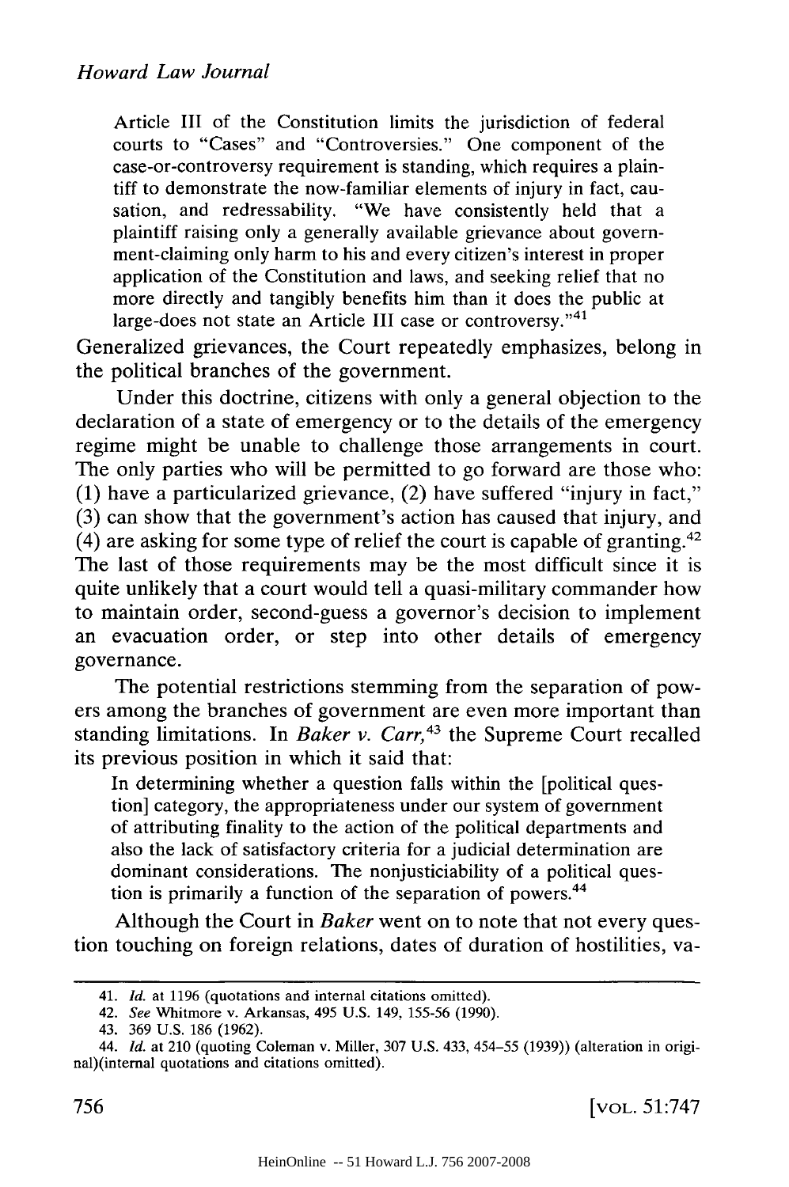> Article III of the Constitution limits the jurisdiction of federal courts to "Cases" and "Controversies." One component of the case-or-controversy requirement is standing, which requires a plaintiff to demonstrate the now-familiar elements of injury in fact, causation, and redressability. "We have consistently held that a plaintiff raising only a generally available grievance about government-claiming only harm to his and every citizen's interest in proper application of the Constitution and laws, and seeking relief that no more directly and tangibly benefits him than it does the public at large-does not state an Article III case or controversy."[41]

Generalized grievances, the Court repeatedly emphasizes, belong in the political branches of the government.

Under this doctrine, citizens with only a general objection to the declaration of a state of emergency or to the details of the emergency regime might be unable to challenge those arrangements in court. The only parties who will be permitted to go forward are those who: (1) have a particularized grievance, (2) have suffered "injury in fact," (3) can show that the government's action has caused that injury, and (4) are asking for some type of relief the court is capable of granting.[42] The last of those requirements may be the most difficult since it is quite unlikely that a court would tell a quasi-military commander how to maintain order, second-guess a governor's decision to implement an evacuation order, or step into other details of emergency governance.

The potential restrictions stemming from the separation of powers among the branches of government are even more important than standing limitations. In *Baker v. Carr*,[43] the Supreme Court recalled its previous position in which it said that:

> In determining whether a question falls within the [political question] category, the appropriateness under our system of government of attributing finality to the action of the political departments and also the lack of satisfactory criteria for a judicial determination are dominant considerations. The nonjusticiability of a political question is primarily a function of the separation of powers.[44]

Although the Court in *Baker* went on to note that not every question touching on foreign relations, dates of duration of hostilities, va-

---

41. *Id.* at 1196 (quotations and internal citations omitted).

42. *See* Whitmore v. Arkansas, 495 U.S. 149, 155-56 (1990).

43. 369 U.S. 186 (1962).

44. *Id.* at 210 (quoting Coleman v. Miller, 307 U.S. 433, 454-55 (1939)) (alteration in original)(internal quotations and citations omitted).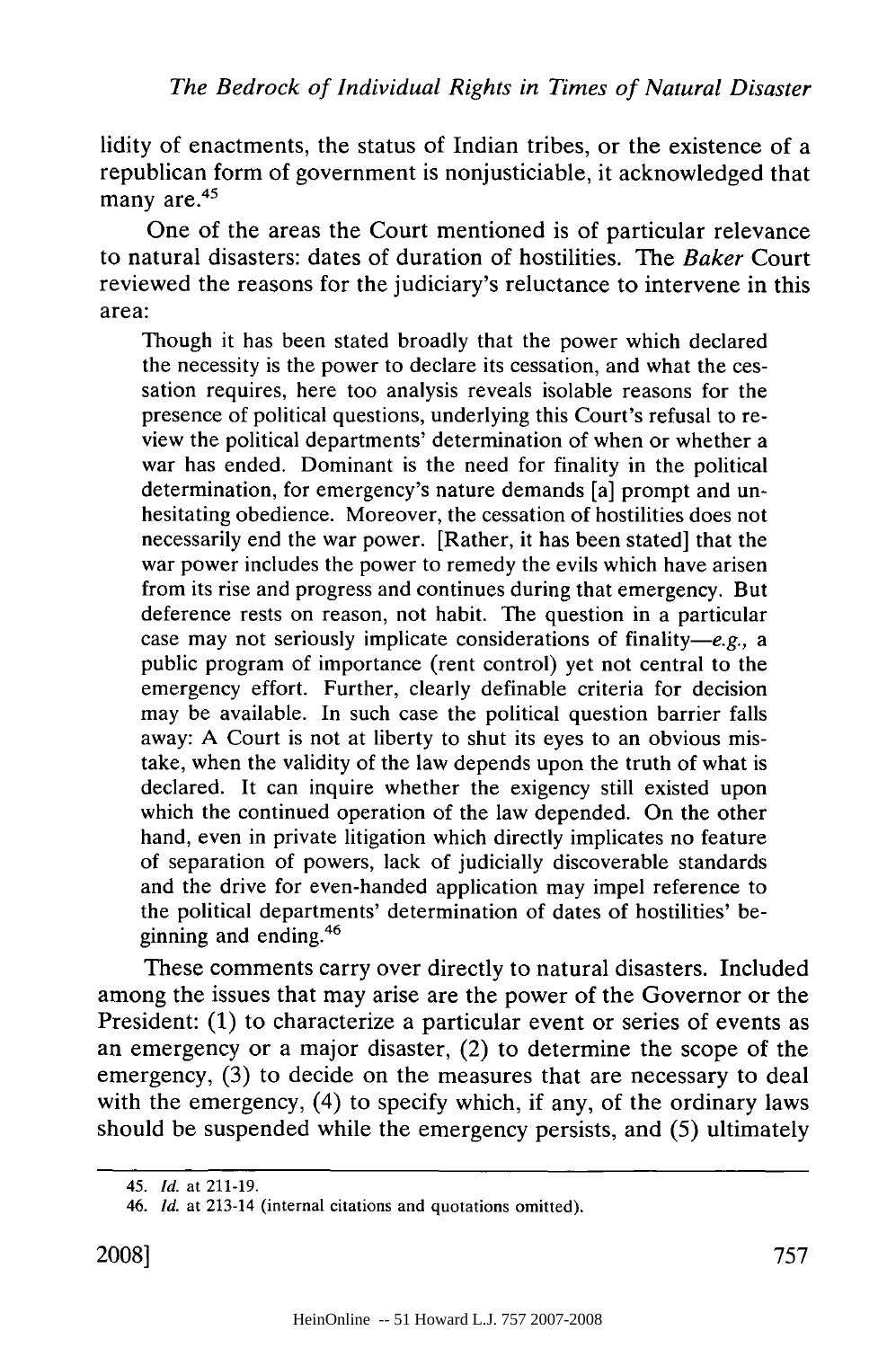lidity of enactments, the status of Indian tribes, or the existence of a republican form of government is nonjusticiable, it acknowledged that many are.[45]

One of the areas the Court mentioned is of particular relevance to natural disasters: dates of duration of hostilities. The *Baker* Court reviewed the reasons for the judiciary's reluctance to intervene in this area:

> Though it has been stated broadly that the power which declared the necessity is the power to declare its cessation, and what the cessation requires, here too analysis reveals isolable reasons for the presence of political questions, underlying this Court's refusal to review the political departments' determination of when or whether a war has ended. Dominant is the need for finality in the political determination, for emergency's nature demands [a] prompt and unhesitating obedience. Moreover, the cessation of hostilities does not necessarily end the war power. [Rather, it has been stated] that the war power includes the power to remedy the evils which have arisen from its rise and progress and continues during that emergency. But deference rests on reason, not habit. The question in a particular case may not seriously implicate considerations of finality—*e.g.*, a public program of importance (rent control) yet not central to the emergency effort. Further, clearly definable criteria for decision may be available. In such case the political question barrier falls away: A Court is not at liberty to shut its eyes to an obvious mistake, when the validity of the law depends upon the truth of what is declared. It can inquire whether the exigency still existed upon which the continued operation of the law depended. On the other hand, even in private litigation which directly implicates no feature of separation of powers, lack of judicially discoverable standards and the drive for even-handed application may impel reference to the political departments' determination of dates of hostilities' beginning and ending.[46]

These comments carry over directly to natural disasters. Included among the issues that may arise are the power of the Governor or the President: (1) to characterize a particular event or series of events as an emergency or a major disaster, (2) to determine the scope of the emergency, (3) to decide on the measures that are necessary to deal with the emergency, (4) to specify which, if any, of the ordinary laws should be suspended while the emergency persists, and (5) ultimately

---

45. *Id.* at 211-19.

46. *Id.* at 213-14 (internal citations and quotations omitted).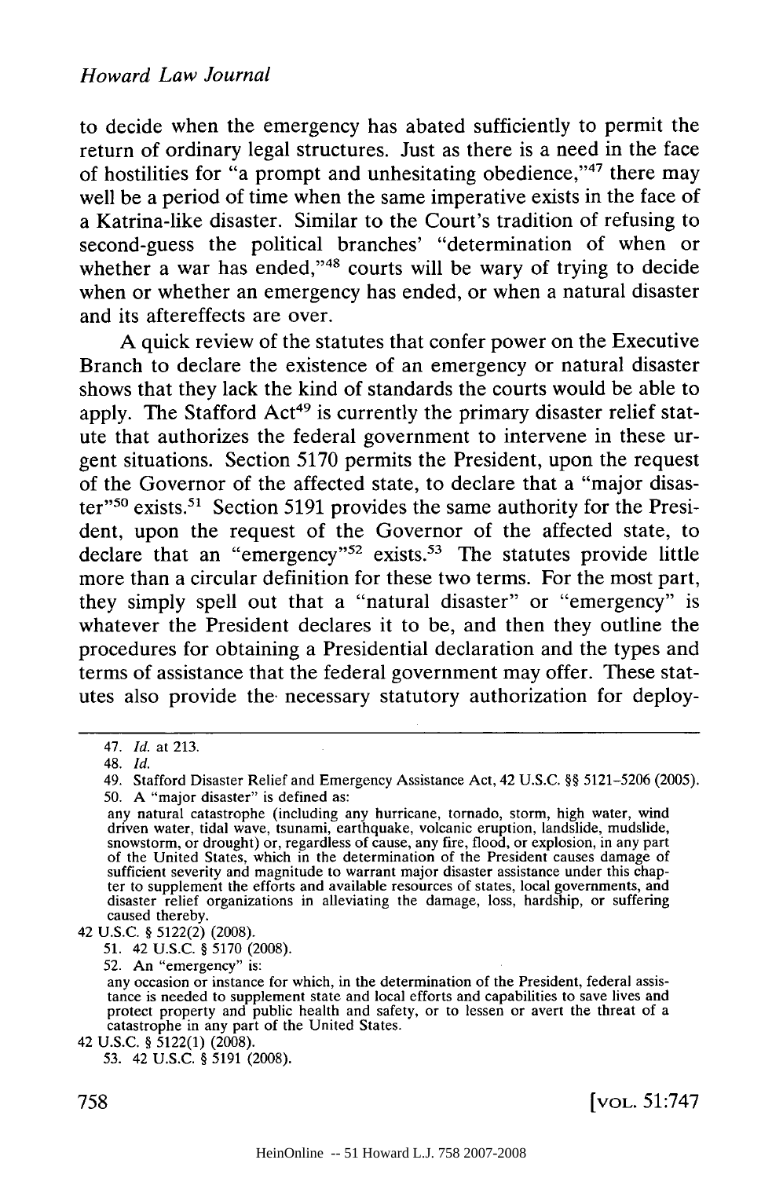to decide when the emergency has abated sufficiently to permit the return of ordinary legal structures. Just as there is a need in the face of hostilities for "a prompt and unhesitating obedience,"[47] there may well be a period of time when the same imperative exists in the face of a Katrina-like disaster. Similar to the Court's tradition of refusing to second-guess the political branches' "determination of when or whether a war has ended,"[48] courts will be wary of trying to decide when or whether an emergency has ended, or when a natural disaster and its aftereffects are over.

A quick review of the statutes that confer power on the Executive Branch to declare the existence of an emergency or natural disaster shows that they lack the kind of standards the courts would be able to apply. The Stafford Act[49] is currently the primary disaster relief statute that authorizes the federal government to intervene in these urgent situations. Section 5170 permits the President, upon the request of the Governor of the affected state, to declare that a "major disaster"[50] exists.[51] Section 5191 provides the same authority for the President, upon the request of the Governor of the affected state, to declare that an "emergency"[52] exists.[53] The statutes provide little more than a circular definition for these two terms. For the most part, they simply spell out that a "natural disaster" or "emergency" is whatever the President declares it to be, and then they outline the procedures for obtaining a Presidential declaration and the types and terms of assistance that the federal government may offer. These statutes also provide the necessary statutory authorization for deploy-

---

47. *Id.* at 213.

48. *Id.*

49. Stafford Disaster Relief and Emergency Assistance Act, 42 U.S.C. §§ 5121–5206 (2005).

50. A "major disaster" is defined as:

> any natural catastrophe (including any hurricane, tornado, storm, high water, wind driven water, tidal wave, tsunami, earthquake, volcanic eruption, landslide, mudslide, snowstorm, or drought) or, regardless of cause, any fire, flood, or explosion, in any part of the United States, which in the determination of the President causes damage of sufficient severity and magnitude to warrant major disaster assistance under this chapter to supplement the efforts and available resources of states, local governments, and disaster relief organizations in alleviating the damage, loss, hardship, or suffering caused thereby.

42 U.S.C. § 5122(2) (2008).

51. 42 U.S.C. § 5170 (2008).

52. An "emergency" is:

> any occasion or instance for which, in the determination of the President, federal assistance is needed to supplement state and local efforts and capabilities to save lives and protect property and public health and safety, or to lessen or avert the threat of a catastrophe in any part of the United States.

42 U.S.C. § 5122(1) (2008).

53. 42 U.S.C. § 5191 (2008).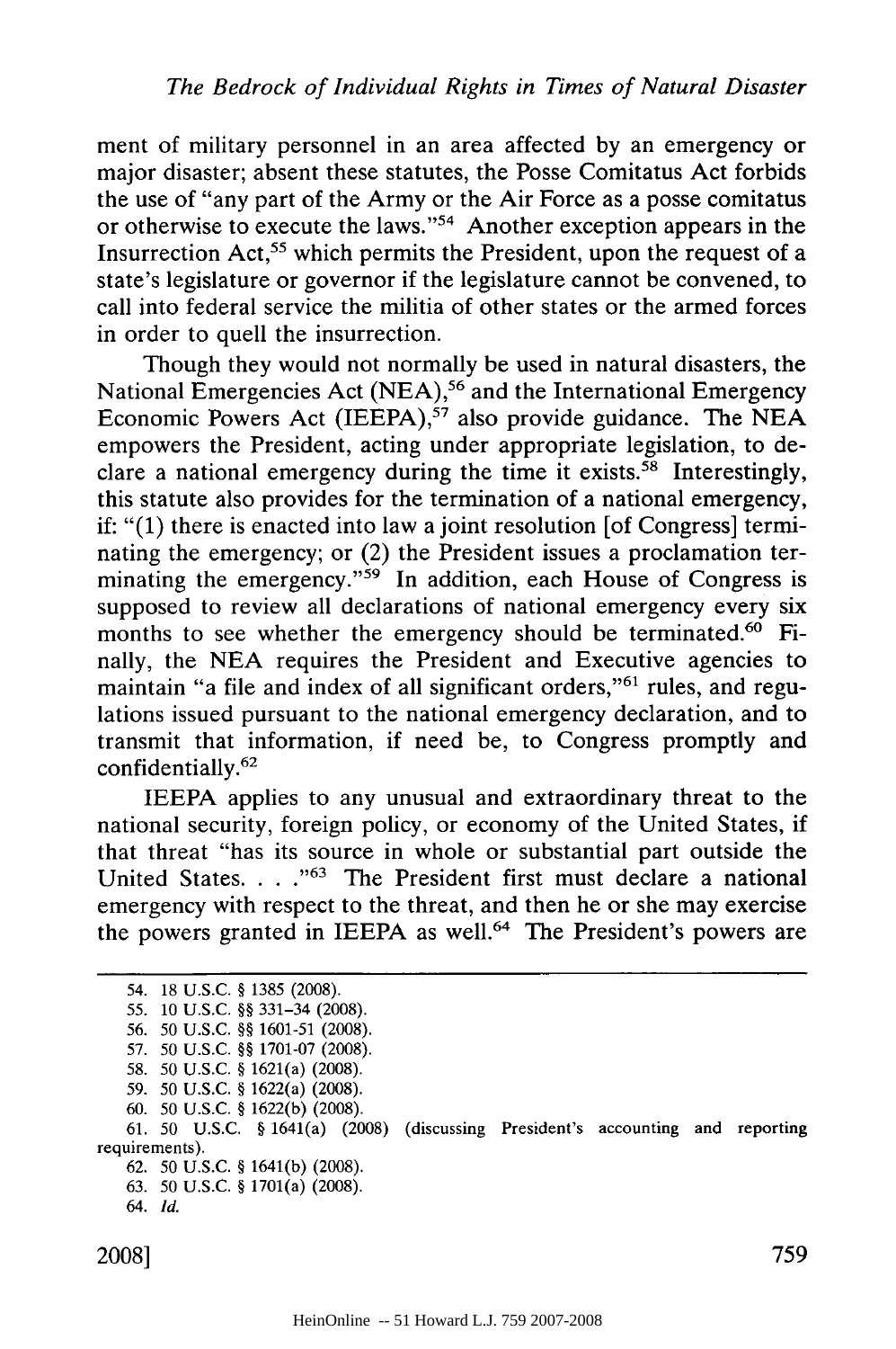ment of military personnel in an area affected by an emergency or major disaster; absent these statutes, the Posse Comitatus Act forbids the use of "any part of the Army or the Air Force as a posse comitatus or otherwise to execute the laws."[54] Another exception appears in the Insurrection Act,[55] which permits the President, upon the request of a state's legislature or governor if the legislature cannot be convened, to call into federal service the militia of other states or the armed forces in order to quell the insurrection.

Though they would not normally be used in natural disasters, the National Emergencies Act (NEA),[56] and the International Emergency Economic Powers Act (IEEPA),[57] also provide guidance. The NEA empowers the President, acting under appropriate legislation, to declare a national emergency during the time it exists.[58] Interestingly, this statute also provides for the termination of a national emergency, if: "(1) there is enacted into law a joint resolution [of Congress] terminating the emergency; or (2) the President issues a proclamation terminating the emergency."[59] In addition, each House of Congress is supposed to review all declarations of national emergency every six months to see whether the emergency should be terminated.[60] Finally, the NEA requires the President and Executive agencies to maintain "a file and index of all significant orders,"[61] rules, and regulations issued pursuant to the national emergency declaration, and to transmit that information, if need be, to Congress promptly and confidentially.[62]

IEEPA applies to any unusual and extraordinary threat to the national security, foreign policy, or economy of the United States, if that threat "has its source in whole or substantial part outside the United States. . . ."[63] The President first must declare a national emergency with respect to the threat, and then he or she may exercise the powers granted in IEEPA as well.[64] The President's powers are

---

54. 18 U.S.C. § 1385 (2008).
55. 10 U.S.C. §§ 331–34 (2008).
56. 50 U.S.C. §§ 1601-51 (2008).
57. 50 U.S.C. §§ 1701-07 (2008).
58. 50 U.S.C. § 1621(a) (2008).
59. 50 U.S.C. § 1622(a) (2008).
60. 50 U.S.C. § 1622(b) (2008).
61. 50 U.S.C. § 1641(a) (2008) (discussing President's accounting and reporting requirements).
62. 50 U.S.C. § 1641(b) (2008).
63. 50 U.S.C. § 1701(a) (2008).
64. *Id.*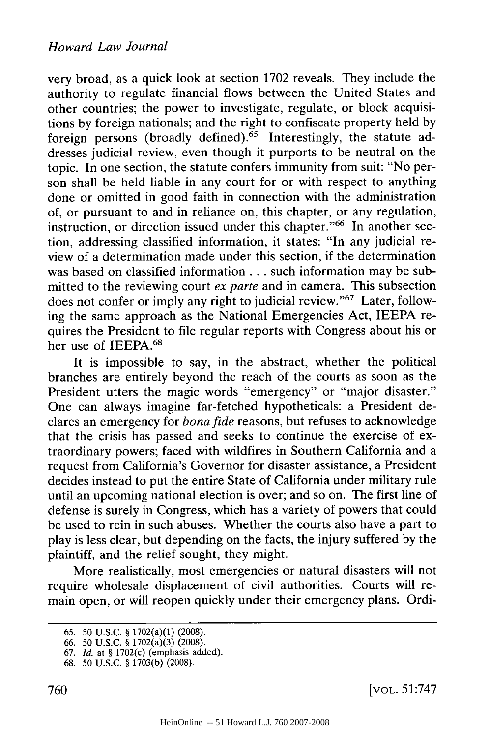very broad, as a quick look at section 1702 reveals. They include the authority to regulate financial flows between the United States and other countries; the power to investigate, regulate, or block acquisitions by foreign nationals; and the right to confiscate property held by foreign persons (broadly defined).[65] Interestingly, the statute addresses judicial review, even though it purports to be neutral on the topic. In one section, the statute confers immunity from suit: "No person shall be held liable in any court for or with respect to anything done or omitted in good faith in connection with the administration of, or pursuant to and in reliance on, this chapter, or any regulation, instruction, or direction issued under this chapter."[66] In another section, addressing classified information, it states: "In any judicial review of a determination made under this section, if the determination was based on classified information . . . such information may be submitted to the reviewing court *ex parte* and in camera. This subsection does not confer or imply any right to judicial review."[67] Later, following the same approach as the National Emergencies Act, IEEPA requires the President to file regular reports with Congress about his or her use of IEEPA.[68]

It is impossible to say, in the abstract, whether the political branches are entirely beyond the reach of the courts as soon as the President utters the magic words "emergency" or "major disaster." One can always imagine far-fetched hypotheticals: a President declares an emergency for *bona fide* reasons, but refuses to acknowledge that the crisis has passed and seeks to continue the exercise of extraordinary powers; faced with wildfires in Southern California and a request from California's Governor for disaster assistance, a President decides instead to put the entire State of California under military rule until an upcoming national election is over; and so on. The first line of defense is surely in Congress, which has a variety of powers that could be used to rein in such abuses. Whether the courts also have a part to play is less clear, but depending on the facts, the injury suffered by the plaintiff, and the relief sought, they might.

More realistically, most emergencies or natural disasters will not require wholesale displacement of civil authorities. Courts will remain open, or will reopen quickly under their emergency plans. Ordi-

---

65. 50 U.S.C. § 1702(a)(1) (2008).
66. 50 U.S.C. § 1702(a)(3) (2008).
67. *Id.* at § 1702(c) (emphasis added).
68. 50 U.S.C. § 1703(b) (2008).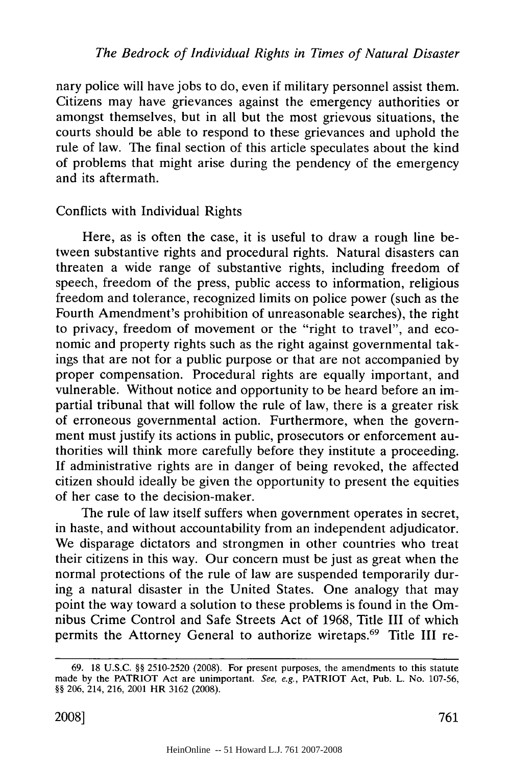nary police will have jobs to do, even if military personnel assist them. Citizens may have grievances against the emergency authorities or amongst themselves, but in all but the most grievous situations, the courts should be able to respond to these grievances and uphold the rule of law. The final section of this article speculates about the kind of problems that might arise during the pendency of the emergency and its aftermath.

## Conflicts with Individual Rights

Here, as is often the case, it is useful to draw a rough line between substantive rights and procedural rights. Natural disasters can threaten a wide range of substantive rights, including freedom of speech, freedom of the press, public access to information, religious freedom and tolerance, recognized limits on police power (such as the Fourth Amendment's prohibition of unreasonable searches), the right to privacy, freedom of movement or the "right to travel", and economic and property rights such as the right against governmental takings that are not for a public purpose or that are not accompanied by proper compensation. Procedural rights are equally important, and vulnerable. Without notice and opportunity to be heard before an impartial tribunal that will follow the rule of law, there is a greater risk of erroneous governmental action. Furthermore, when the government must justify its actions in public, prosecutors or enforcement authorities will think more carefully before they institute a proceeding. If administrative rights are in danger of being revoked, the affected citizen should ideally be given the opportunity to present the equities of her case to the decision-maker.

The rule of law itself suffers when government operates in secret, in haste, and without accountability from an independent adjudicator. We disparage dictators and strongmen in other countries who treat their citizens in this way. Our concern must be just as great when the normal protections of the rule of law are suspended temporarily during a natural disaster in the United States. One analogy that may point the way toward a solution to these problems is found in the Omnibus Crime Control and Safe Streets Act of 1968, Title III of which permits the Attorney General to authorize wiretaps.[69] Title III re-

---

69. 18 U.S.C. §§ 2510-2520 (2008). For present purposes, the amendments to this statute made by the PATRIOT Act are unimportant. *See, e.g.*, PATRIOT Act, Pub. L. No. 107-56, §§ 206, 214, 216, 2001 HR 3162 (2008).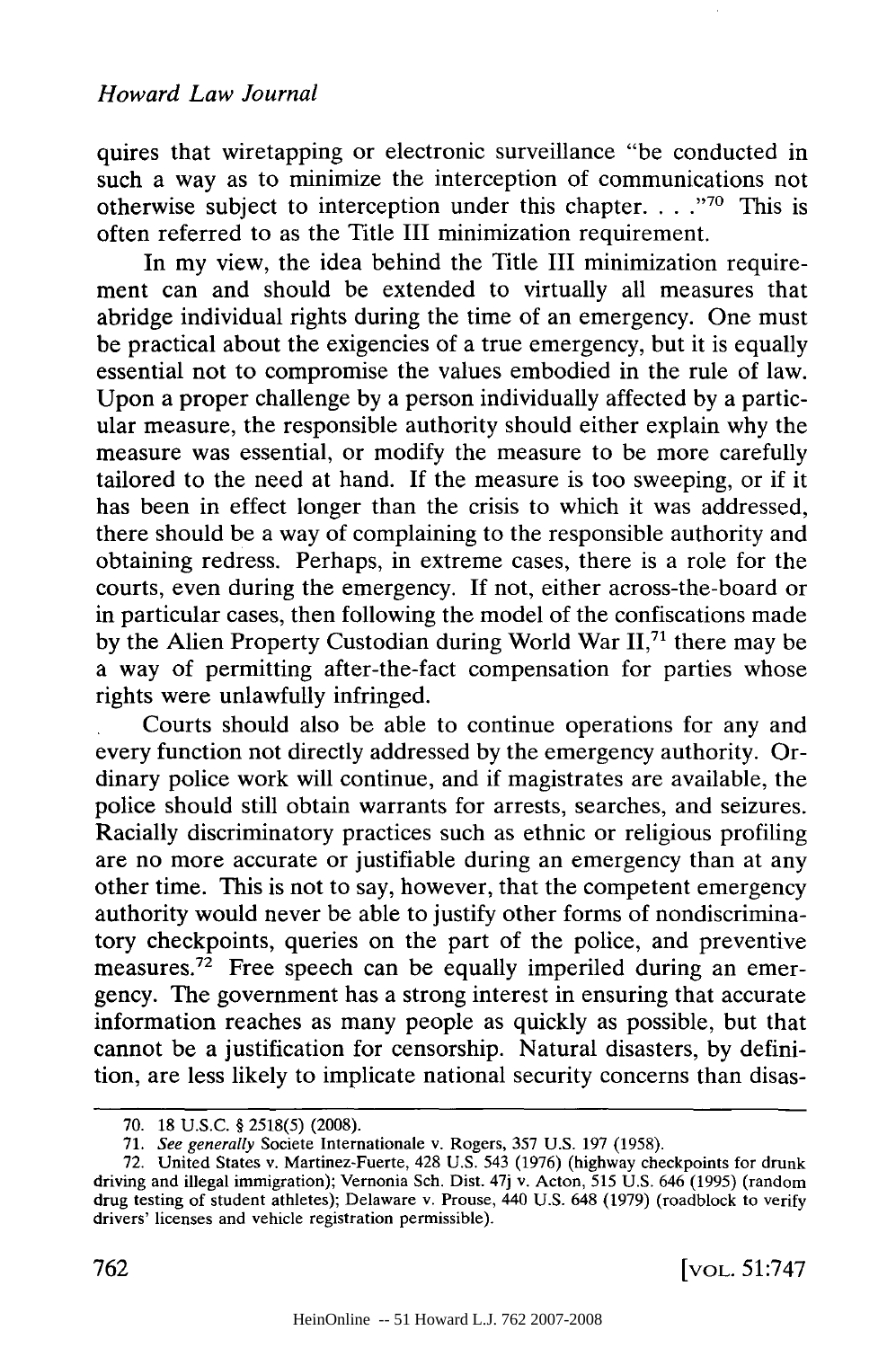quires that wiretapping or electronic surveillance "be conducted in such a way as to minimize the interception of communications not otherwise subject to interception under this chapter. . . ."[70] This is often referred to as the Title III minimization requirement.

In my view, the idea behind the Title III minimization requirement can and should be extended to virtually all measures that abridge individual rights during the time of an emergency. One must be practical about the exigencies of a true emergency, but it is equally essential not to compromise the values embodied in the rule of law. Upon a proper challenge by a person individually affected by a particular measure, the responsible authority should either explain why the measure was essential, or modify the measure to be more carefully tailored to the need at hand. If the measure is too sweeping, or if it has been in effect longer than the crisis to which it was addressed, there should be a way of complaining to the responsible authority and obtaining redress. Perhaps, in extreme cases, there is a role for the courts, even during the emergency. If not, either across-the-board or in particular cases, then following the model of the confiscations made by the Alien Property Custodian during World War II,[71] there may be a way of permitting after-the-fact compensation for parties whose rights were unlawfully infringed.

Courts should also be able to continue operations for any and every function not directly addressed by the emergency authority. Ordinary police work will continue, and if magistrates are available, the police should still obtain warrants for arrests, searches, and seizures. Racially discriminatory practices such as ethnic or religious profiling are no more accurate or justifiable during an emergency than at any other time. This is not to say, however, that the competent emergency authority would never be able to justify other forms of nondiscriminatory checkpoints, queries on the part of the police, and preventive measures.[72] Free speech can be equally imperiled during an emergency. The government has a strong interest in ensuring that accurate information reaches as many people as quickly as possible, but that cannot be a justification for censorship. Natural disasters, by definition, are less likely to implicate national security concerns than disas-

---

70. 18 U.S.C. § 2518(5) (2008).

71. *See generally* Societe Internationale v. Rogers, 357 U.S. 197 (1958).

72. United States v. Martinez-Fuerte, 428 U.S. 543 (1976) (highway checkpoints for drunk driving and illegal immigration); Vernonia Sch. Dist. 47j v. Acton, 515 U.S. 646 (1995) (random drug testing of student athletes); Delaware v. Prouse, 440 U.S. 648 (1979) (roadblock to verify drivers' licenses and vehicle registration permissible).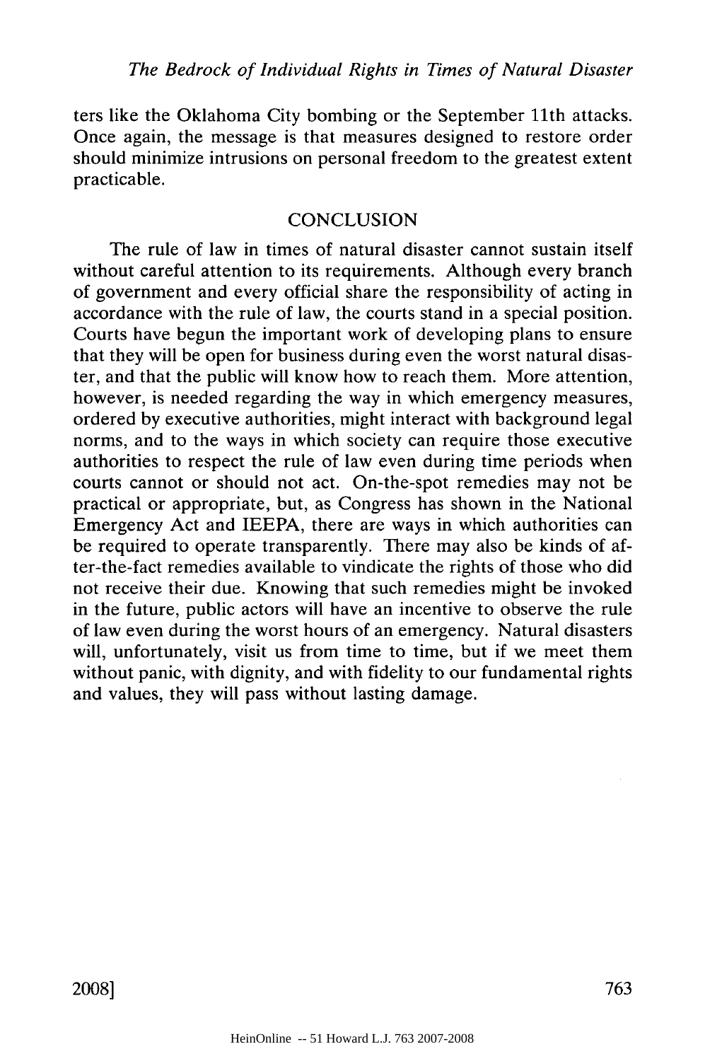ters like the Oklahoma City bombing or the September 11th attacks. Once again, the message is that measures designed to restore order should minimize intrusions on personal freedom to the greatest extent practicable.

## CONCLUSION

The rule of law in times of natural disaster cannot sustain itself without careful attention to its requirements. Although every branch of government and every official share the responsibility of acting in accordance with the rule of law, the courts stand in a special position. Courts have begun the important work of developing plans to ensure that they will be open for business during even the worst natural disaster, and that the public will know how to reach them. More attention, however, is needed regarding the way in which emergency measures, ordered by executive authorities, might interact with background legal norms, and to the ways in which society can require those executive authorities to respect the rule of law even during time periods when courts cannot or should not act. On-the-spot remedies may not be practical or appropriate, but, as Congress has shown in the National Emergency Act and IEEPA, there are ways in which authorities can be required to operate transparently. There may also be kinds of after-the-fact remedies available to vindicate the rights of those who did not receive their due. Knowing that such remedies might be invoked in the future, public actors will have an incentive to observe the rule of law even during the worst hours of an emergency. Natural disasters will, unfortunately, visit us from time to time, but if we meet them without panic, with dignity, and with fidelity to our fundamental rights and values, they will pass without lasting damage.